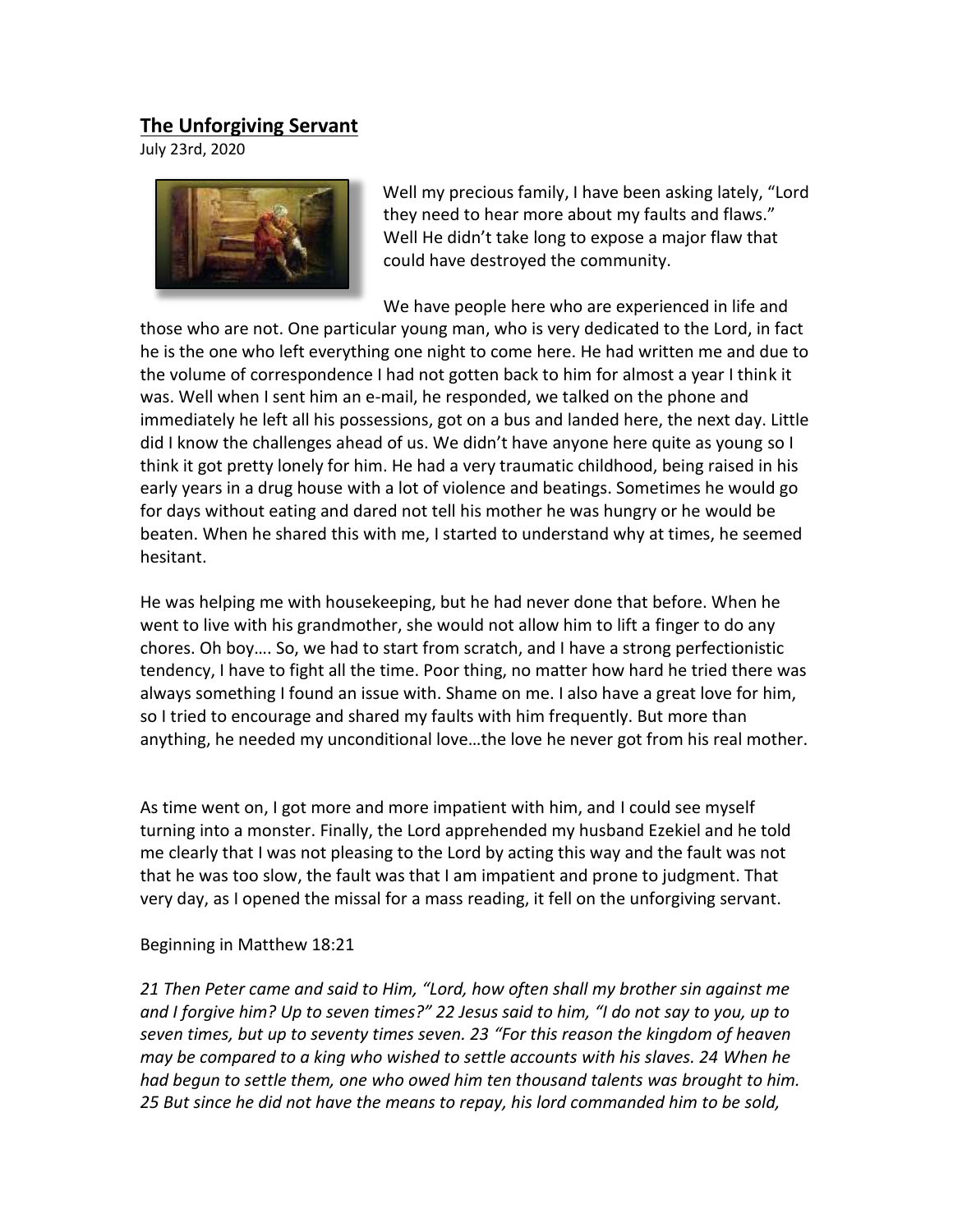## The Unforgiving Servant

July 23rd, 2020

Well my precious family, I have been asking lately, "Lord they need to hear more about my faults and flaws." Well He didn't take long to expose a major flaw that could have destroyed the community.

We have people here who are experienced in life and those who are not. One particular young man, who is very dedicated to the Lord, in fact he is the one who left everything one night to come here. He had written me and due to the volume of correspondence I had not gotten back to him for almost a year I think it was. Well when I sent him an e-mail, he responded, we talked on the phone and immediately he left all his possessions, got on a bus and landed here, the next day. Little did I know the challenges ahead of us. We didn't have anyone here quite as young so I think it got pretty lonely for him. He had a very traumatic childhood, being raised in his early years in a drug house with a lot of violence and beatings. Sometimes he would go for days without eating and dared not tell his mother he was hungry or he would be beaten. When he shared this with me, I started to understand why at times, he seemed hesitant.

He was helping me with housekeeping, but he had never done that before. When he went to live with his grandmother, she would not allow him to lift a finger to do any chores. Oh boy…. So, we had to start from scratch, and I have a strong perfectionistic tendency, I have to fight all the time. Poor thing, no matter how hard he tried there was always something I found an issue with. Shame on me. I also have a great love for him, so I tried to encourage and shared my faults with him frequently. But more than anything, he needed my unconditional love…the love he never got from his real mother.

As time went on, I got more and more impatient with him, and I could see myself turning into a monster. Finally, the Lord apprehended my husband Ezekiel and he told me clearly that I was not pleasing to the Lord by acting this way and the fault was not that he was too slow, the fault was that I am impatient and prone to judgment. That very day, as I opened the missal for a mass reading, it fell on the unforgiving servant.

Beginning in Matthew 18:21

*21 Then Peter came and said to Him, "Lord, how often shall my brother sin against me and I forgive him? Up to seven times?" 22 Jesus said to him, "I do not say to you, up to seven times, but up to seventy times seven. 23 "For this reason the kingdom of heaven may be compared to a king who wished to settle accounts with his slaves. 24 When he had begun to settle them, one who owed him ten thousand talents was brought to him. 25 But since he did not have the means to repay, his lord commanded him to be sold,*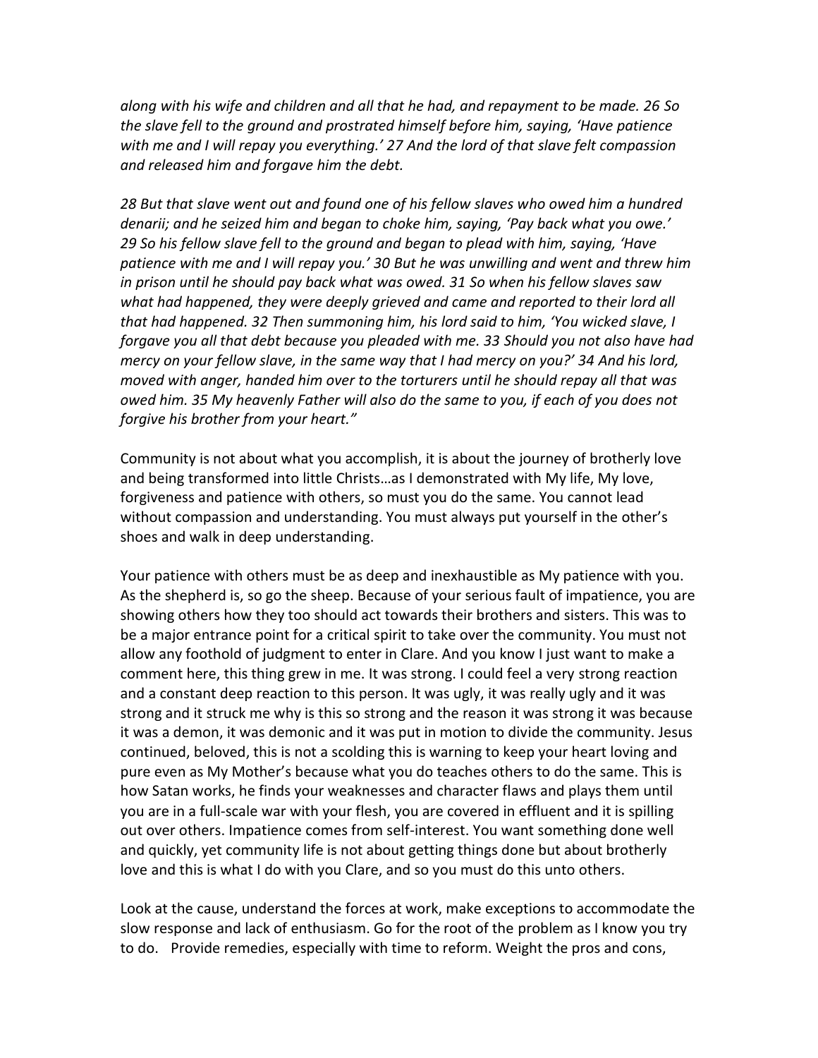*along with his wife and children and all that he had, and repayment to be made. 26 So the slave fell to the ground and prostrated himself before him, saying, 'Have patience with me and I will repay you everything.' 27 And the lord of that slave felt compassion and released him and forgave him the debt.*

*28 But that slave went out and found one of his fellow slaves who owed him a hundred denarii; and he seized him and began to choke him, saying, 'Pay back what you owe.' 29 So his fellow slave fell to the ground and began to plead with him, saying, 'Have patience with me and I will repay you.' 30 But he was unwilling and went and threw him in prison until he should pay back what was owed. 31 So when his fellow slaves saw what had happened, they were deeply grieved and came and reported to their lord all that had happened. 32 Then summoning him, his lord said to him, 'You wicked slave, I forgave you all that debt because you pleaded with me. 33 Should you not also have had mercy on your fellow slave, in the same way that I had mercy on you?' 34 And his lord, moved with anger, handed him over to the torturers until he should repay all that was owed him. 35 My heavenly Father will also do the same to you, if each of you does not forgive his brother from your heart."*

Community is not about what you accomplish, it is about the journey of brotherly love and being transformed into little Christs…as I demonstrated with My life, My love, forgiveness and patience with others, so must you do the same. You cannot lead without compassion and understanding. You must always put yourself in the other's shoes and walk in deep understanding.

Your patience with others must be as deep and inexhaustible as My patience with you. As the shepherd is, so go the sheep. Because of your serious fault of impatience, you are showing others how they too should act towards their brothers and sisters. This was to be a major entrance point for a critical spirit to take over the community. You must not allow any foothold of judgment to enter in Clare. And you know I just want to make a comment here, this thing grew in me. It was strong. I could feel a very strong reaction and a constant deep reaction to this person. It was ugly, it was really ugly and it was strong and it struck me why is this so strong and the reason it was strong it was because it was a demon, it was demonic and it was put in motion to divide the community. Jesus continued, beloved, this is not a scolding this is warning to keep your heart loving and pure even as My Mother's because what you do teaches others to do the same. This is how Satan works, he finds your weaknesses and character flaws and plays them until you are in a full-scale war with your flesh, you are covered in effluent and it is spilling out over others. Impatience comes from self-interest. You want something done well and quickly, yet community life is not about getting things done but about brotherly love and this is what I do with you Clare, and so you must do this unto others.

Look at the cause, understand the forces at work, make exceptions to accommodate the slow response and lack of enthusiasm. Go for the root of the problem as I know you try to do. Provide remedies, especially with time to reform. Weight the pros and cons,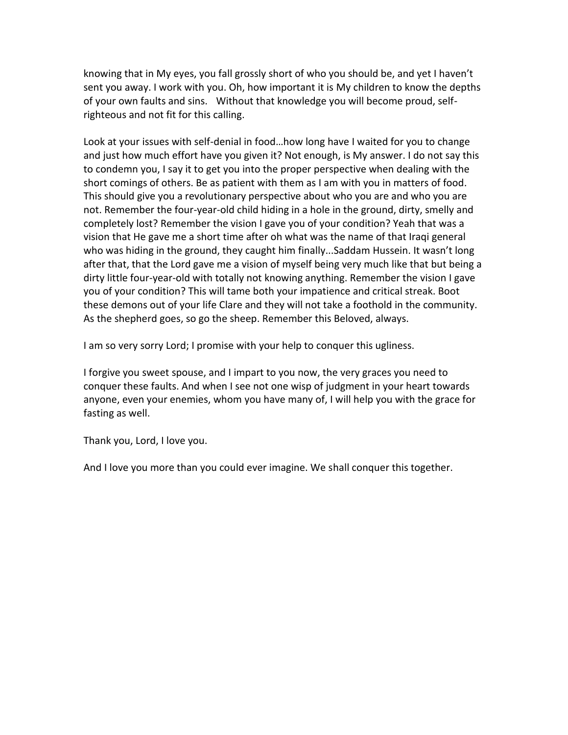knowing that in My eyes, you fall grossly short of who you should be, and yet I haven't sent you away. I work with you. Oh, how important it is My children to know the depths of your own faults and sins. Without that knowledge you will become proud, self-righteous and not fit for this calling.

Look at your issues with self-denial in food…how long have I waited for you to change and just how much effort have you given it? Not enough, is My answer. I do not say this to condemn you, I say it to get you into the proper perspective when dealing with the short comings of others. Be as patient with them as I am with you in matters of food. This should give you a revolutionary perspective about who you are and who you are not. Remember the four-year-old child hiding in a hole in the ground, dirty, smelly and completely lost? Remember the vision I gave you of your condition? Yeah that was a vision that He gave me a short time after oh what was the name of that Iraqi general who was hiding in the ground, they caught him finally...Saddam Hussein. It wasn't long after that, that the Lord gave me a vision of myself being very much like that but being a dirty little four-year-old with totally not knowing anything. Remember the vision I gave you of your condition? This will tame both your impatience and critical streak. Boot these demons out of your life Clare and they will not take a foothold in the community. As the shepherd goes, so go the sheep. Remember this Beloved, always.

I am so very sorry Lord; I promise with your help to conquer this ugliness.

I forgive you sweet spouse, and I impart to you now, the very graces you need to conquer these faults. And when I see not one wisp of judgment in your heart towards anyone, even your enemies, whom you have many of, I will help you with the grace for fasting as well.

Thank you, Lord, I love you.

And I love you more than you could ever imagine. We shall conquer this together.